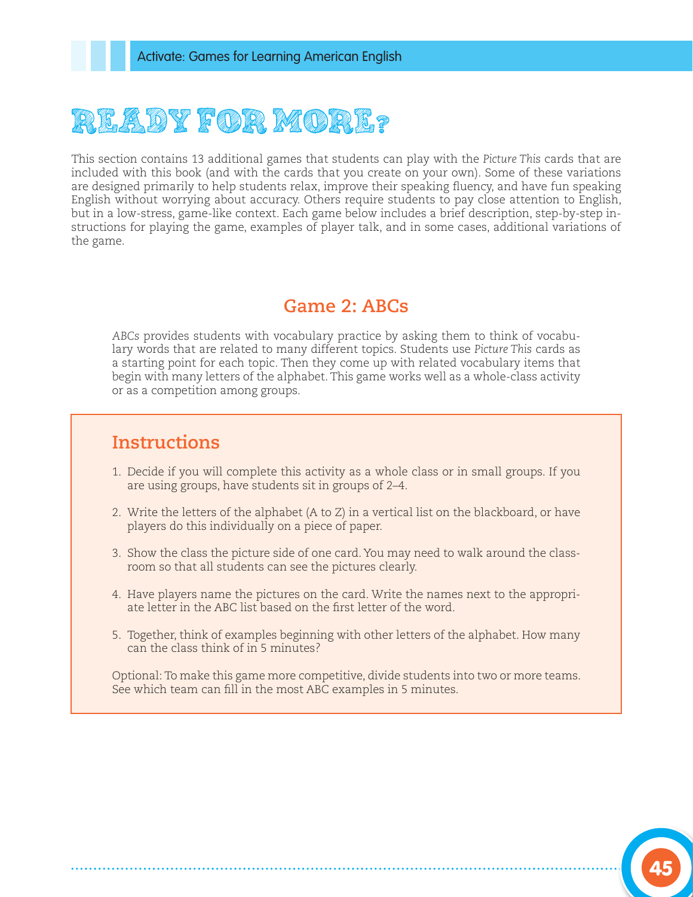# READY FOR MORE?

This section contains 13 additional games that students can play with the *Picture This* cards that are included with this book (and with the cards that you create on your own). Some of these variations are designed primarily to help students relax, improve their speaking fluency, and have fun speaking English without worrying about accuracy. Others require students to pay close attention to English, but in a low-stress, game-like context. Each game below includes a brief description, step-by-step instructions for playing the game, examples of player talk, and in some cases, additional variations of the game.

## Game 2: ABCs

*ABCs* provides students with vocabulary practice by asking them to think of vocabulary words that are related to many different topics. Students use *Picture This* cards as a starting point for each topic. Then they come up with related vocabulary items that begin with many letters of the alphabet. This game works well as a whole-class activity or as a competition among groups.

### Instructions

1. Decide if you will complete this activity as a whole class or in small groups. If you are using groups, have students sit in groups of 2–4.
2. Write the letters of the alphabet (A to Z) in a vertical list on the blackboard, or have players do this individually on a piece of paper.
3. Show the class the picture side of one card. You may need to walk around the classroom so that all students can see the pictures clearly.
4. Have players name the pictures on the card. Write the names next to the appropriate letter in the ABC list based on the first letter of the word.
5. Together, think of examples beginning with other letters of the alphabet. How many can the class think of in 5 minutes?

Optional: To make this game more competitive, divide students into two or more teams. See which team can fill in the most ABC examples in 5 minutes.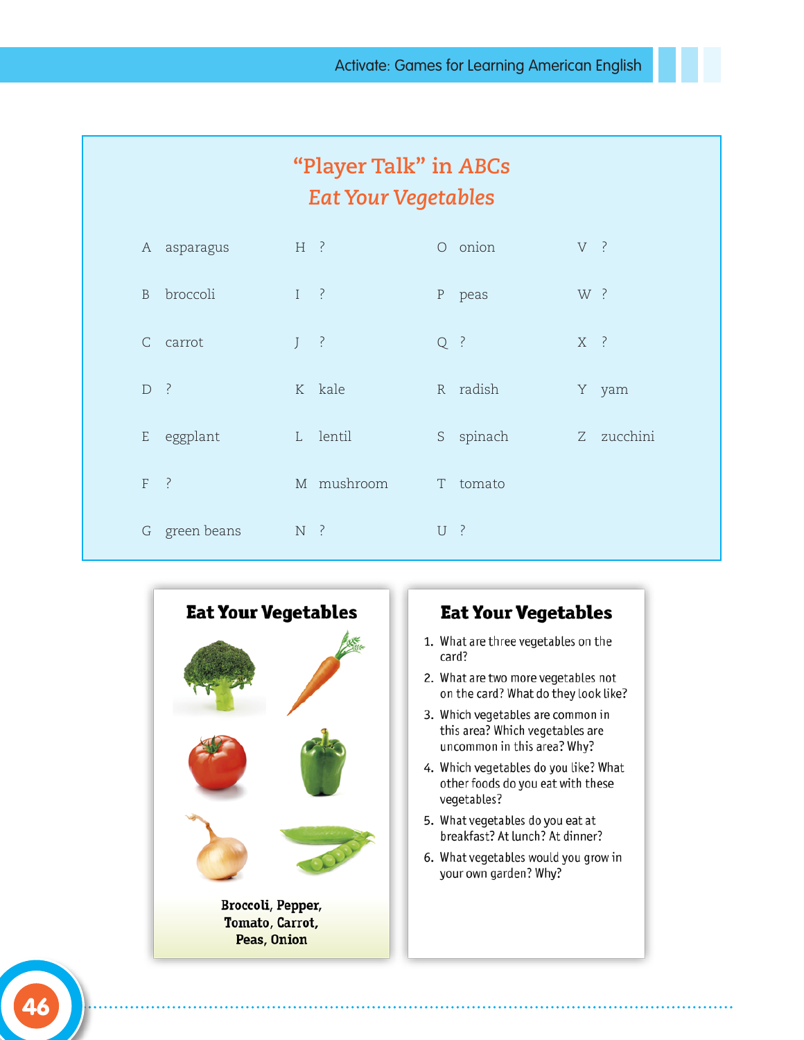## "Player Talk" in ABCs
### *Eat Your Vegetables*

| | | | |
|---|---|---|---|
| A asparagus | H ? | O onion | V ? |
| B broccoli | I ? | P peas | W ? |
| C carrot | J ? | Q ? | X ? |
| D ? | K kale | R radish | Y yam |
| E eggplant | L lentil | S spinach | Z zucchini |
| F ? | M mushroom | T tomato | |
| G green beans | N ? | U ? | |

**Eat Your Vegetables**

**Broccoli, Pepper, Tomato, Carrot, Peas, Onion**

**Eat Your Vegetables**

1. What are three vegetables on the card?
2. What are two more vegetables not on the card? What do they look like?
3. Which vegetables are common in this area? Which vegetables are uncommon in this area? Why?
4. Which vegetables do you like? What other foods do you eat with these vegetables?
5. What vegetables do you eat at breakfast? At lunch? At dinner?
6. What vegetables would you grow in your own garden? Why?